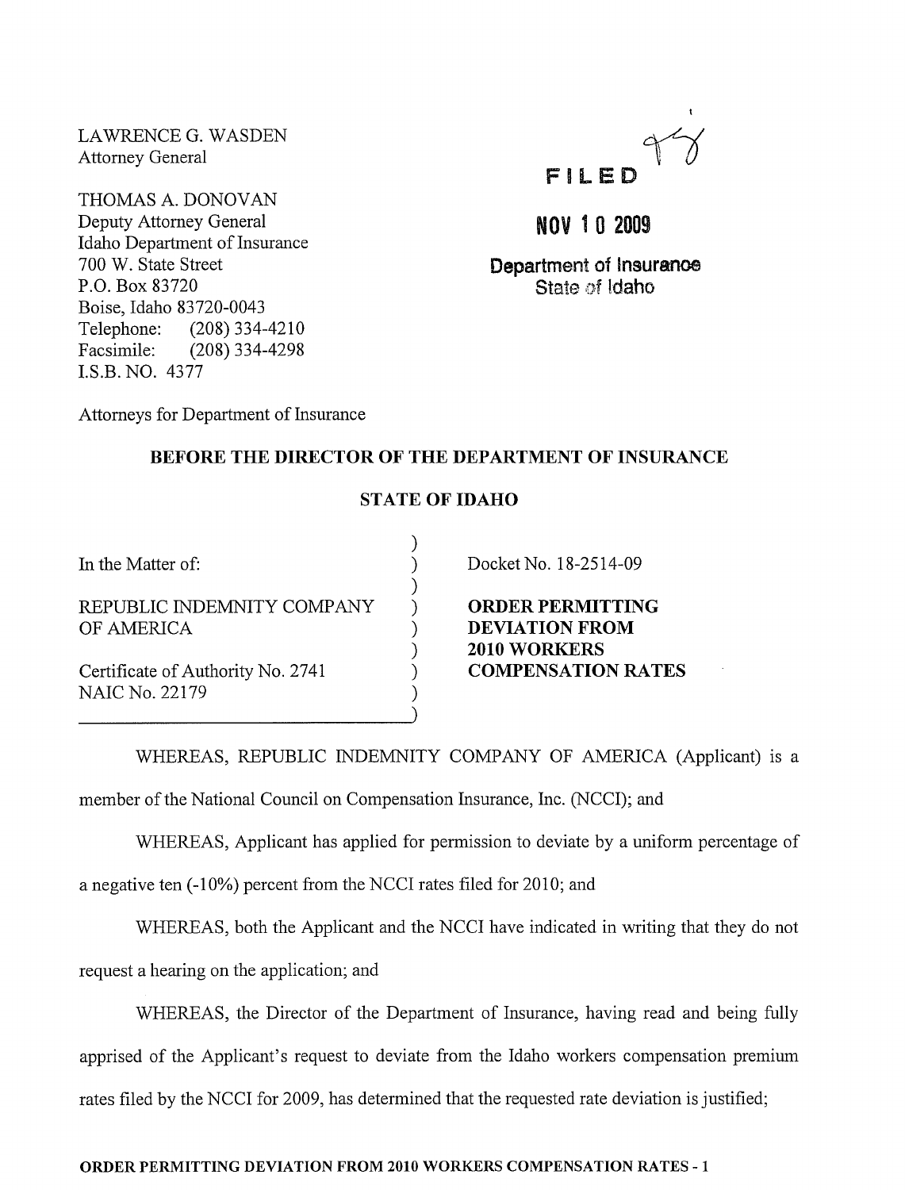LAWRENCE G. WASDEN
Attorney General

THOMAS A. DONOVAN
Deputy Attorney General
Idaho Department of Insurance
700 W. State Street
P.O. Box 83720
Boise, Idaho 83720-0043
Telephone: (208) 334-4210
Facsimile: (208) 334-4298
I.S.B. NO. 4377

Attorneys for Department of Insurance

FILED

NOV 10 2009

Department of Insurance
State of Idaho

## BEFORE THE DIRECTOR OF THE DEPARTMENT OF INSURANCE

## STATE OF IDAHO

In the Matter of:

REPUBLIC INDEMNITY COMPANY OF AMERICA

Certificate of Authority No. 2741
NAIC No. 22179

Docket No. 18-2514-09

**ORDER PERMITTING DEVIATION FROM 2010 WORKERS COMPENSATION RATES**

WHEREAS, REPUBLIC INDEMNITY COMPANY OF AMERICA (Applicant) is a member of the National Council on Compensation Insurance, Inc. (NCCI); and

WHEREAS, Applicant has applied for permission to deviate by a uniform percentage of a negative ten (-10%) percent from the NCCI rates filed for 2010; and

WHEREAS, both the Applicant and the NCCI have indicated in writing that they do not request a hearing on the application; and

WHEREAS, the Director of the Department of Insurance, having read and being fully apprised of the Applicant's request to deviate from the Idaho workers compensation premium rates filed by the NCCI for 2009, has determined that the requested rate deviation is justified;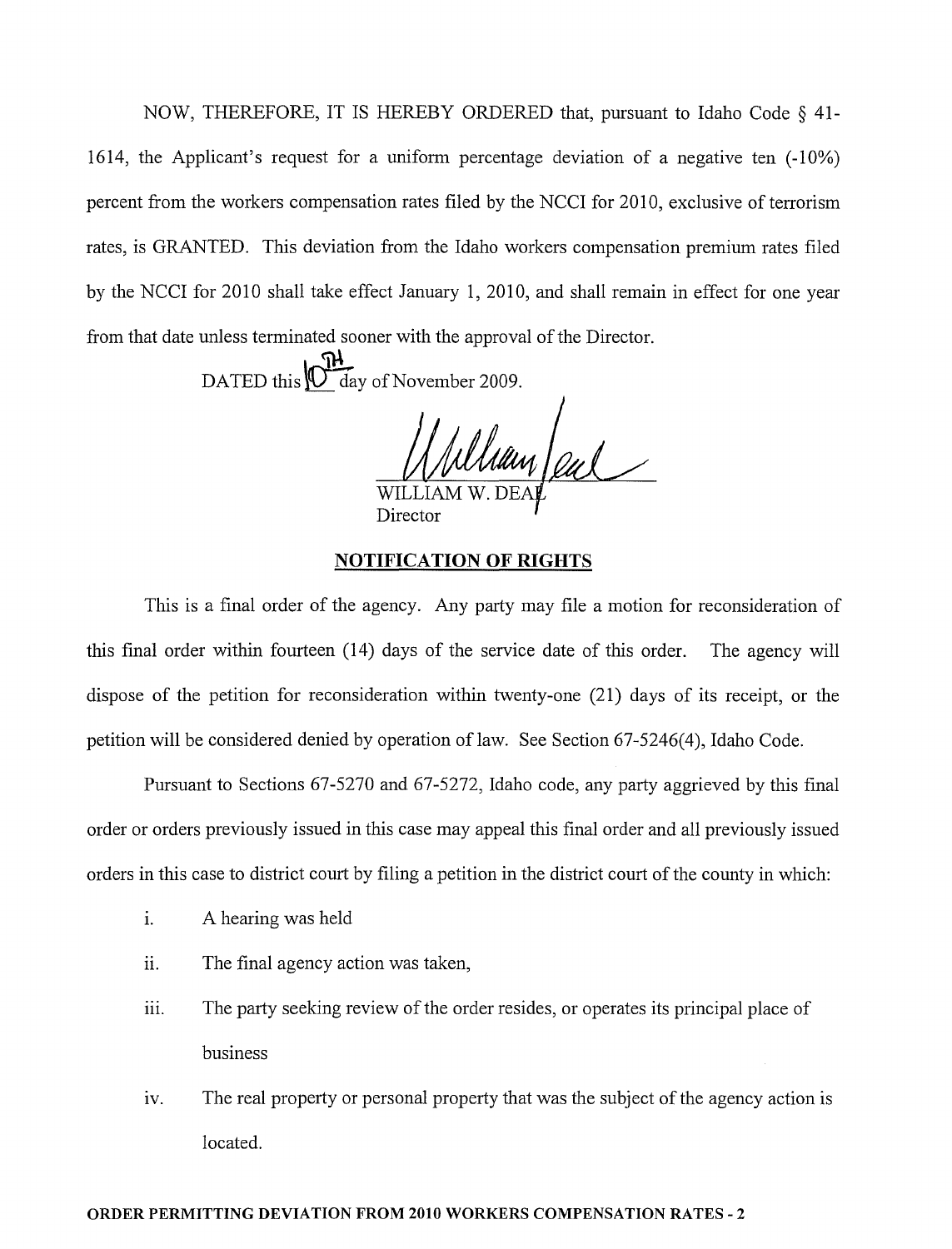NOW, THEREFORE, IT IS HEREBY ORDERED that, pursuant to Idaho Code § 41-1614, the Applicant's request for a uniform percentage deviation of a negative ten (-10%) percent from the workers compensation rates filed by the NCCI for 2010, exclusive of terrorism rates, is GRANTED. This deviation from the Idaho workers compensation premium rates filed by the NCCI for 2010 shall take effect January 1, 2010, and shall remain in effect for one year from that date unless terminated sooner with the approval of the Director.

DATED this 10TH day of November 2009.

WILLIAM W. DEAL
Director

## NOTIFICATION OF RIGHTS

This is a final order of the agency. Any party may file a motion for reconsideration of this final order within fourteen (14) days of the service date of this order. The agency will dispose of the petition for reconsideration within twenty-one (21) days of its receipt, or the petition will be considered denied by operation of law. See Section 67-5246(4), Idaho Code.

Pursuant to Sections 67-5270 and 67-5272, Idaho code, any party aggrieved by this final order or orders previously issued in this case may appeal this final order and all previously issued orders in this case to district court by filing a petition in the district court of the county in which:

i. A hearing was held

ii. The final agency action was taken,

iii. The party seeking review of the order resides, or operates its principal place of business

iv. The real property or personal property that was the subject of the agency action is located.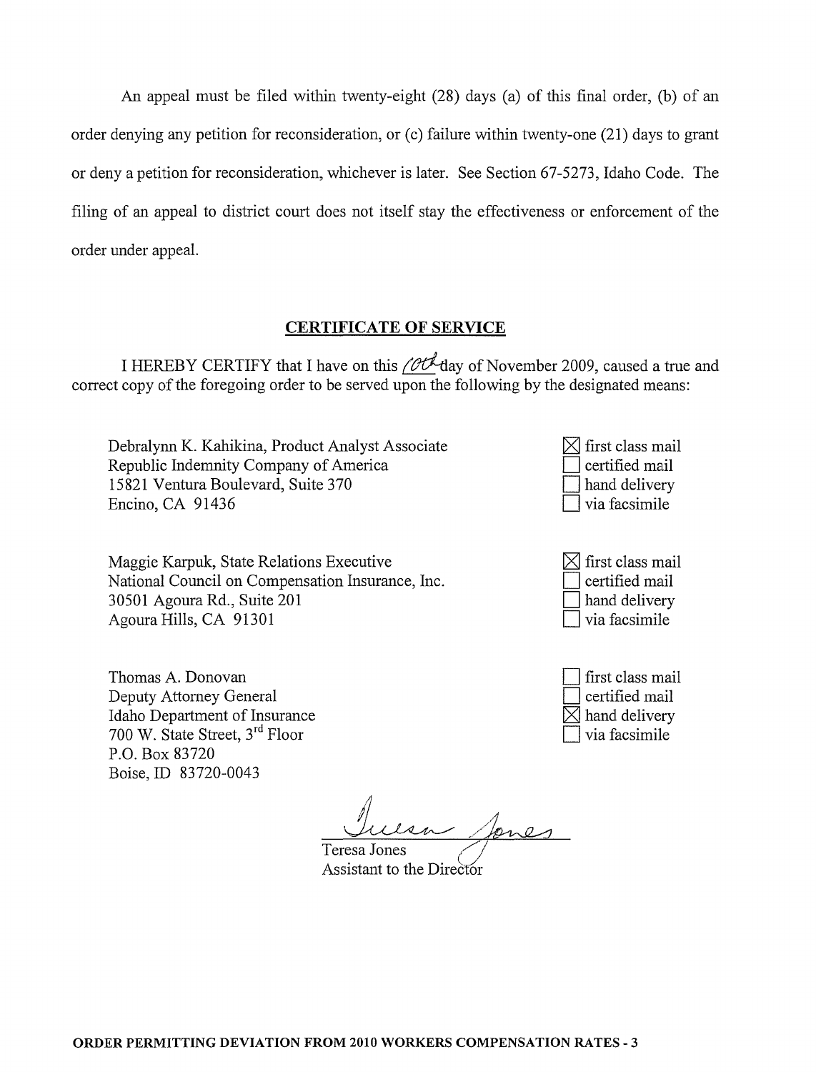An appeal must be filed within twenty-eight (28) days (a) of this final order, (b) of an order denying any petition for reconsideration, or (c) failure within twenty-one (21) days to grant or deny a petition for reconsideration, whichever is later. See Section 67-5273, Idaho Code. The filing of an appeal to district court does not itself stay the effectiveness or enforcement of the order under appeal.

## CERTIFICATE OF SERVICE

I HEREBY CERTIFY that I have on this 10th day of November 2009, caused a true and correct copy of the foregoing order to be served upon the following by the designated means:

Debralynn K. Kahikina, Product Analyst Associate
Republic Indemnity Company of America
15821 Ventura Boulevard, Suite 370
Encino, CA 91436

- [x] first class mail
- [ ] certified mail
- [ ] hand delivery
- [ ] via facsimile

Maggie Karpuk, State Relations Executive
National Council on Compensation Insurance, Inc.
30501 Agoura Rd., Suite 201
Agoura Hills, CA 91301

- [x] first class mail
- [ ] certified mail
- [ ] hand delivery
- [ ] via facsimile

Thomas A. Donovan
Deputy Attorney General
Idaho Department of Insurance
700 W. State Street, 3rd Floor
P.O. Box 83720
Boise, ID 83720-0043

- [ ] first class mail
- [ ] certified mail
- [x] hand delivery
- [ ] via facsimile

Teresa Jones
Assistant to the Director

**ORDER PERMITTING DEVIATION FROM 2010 WORKERS COMPENSATION RATES - 3**